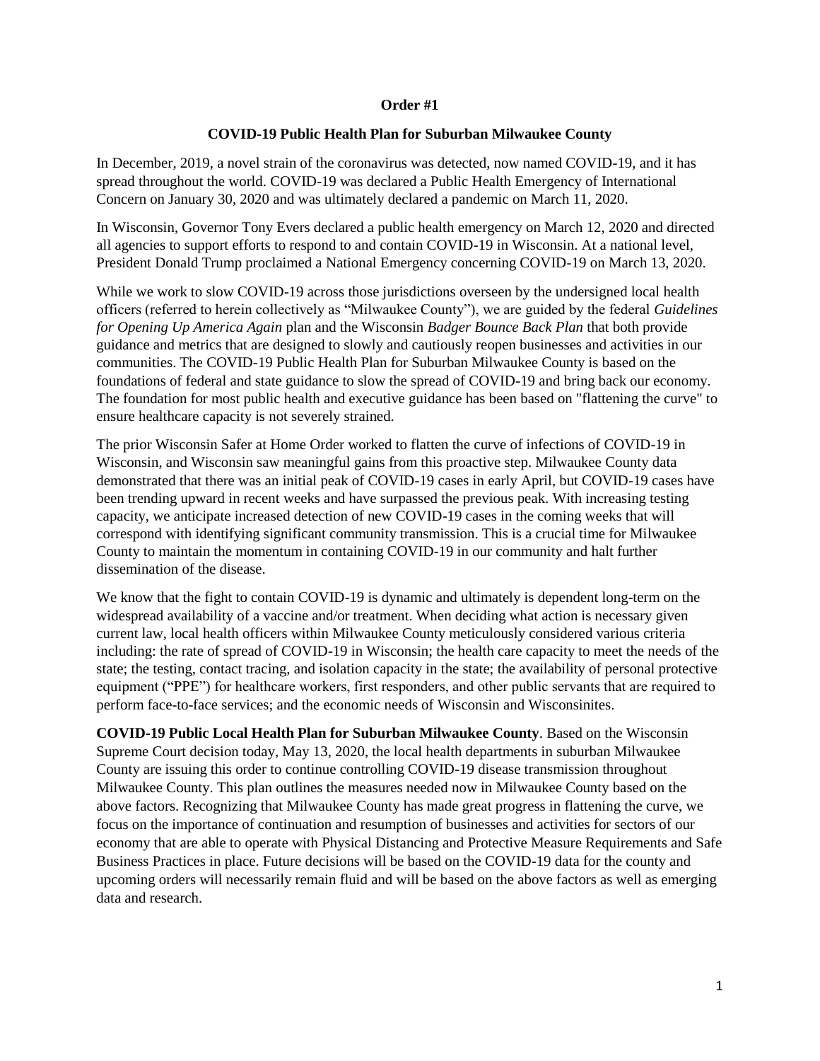**Order #1**

**COVID-19 Public Health Plan for Suburban Milwaukee County**

In December, 2019, a novel strain of the coronavirus was detected, now named COVID-19, and it has spread throughout the world. COVID-19 was declared a Public Health Emergency of International Concern on January 30, 2020 and was ultimately declared a pandemic on March 11, 2020.

In Wisconsin, Governor Tony Evers declared a public health emergency on March 12, 2020 and directed all agencies to support efforts to respond to and contain COVID-19 in Wisconsin. At a national level, President Donald Trump proclaimed a National Emergency concerning COVID-19 on March 13, 2020.

While we work to slow COVID-19 across those jurisdictions overseen by the undersigned local health officers (referred to herein collectively as "Milwaukee County"), we are guided by the federal *Guidelines for Opening Up America Again* plan and the Wisconsin *Badger Bounce Back Plan* that both provide guidance and metrics that are designed to slowly and cautiously reopen businesses and activities in our communities. The COVID-19 Public Health Plan for Suburban Milwaukee County is based on the foundations of federal and state guidance to slow the spread of COVID-19 and bring back our economy. The foundation for most public health and executive guidance has been based on "flattening the curve" to ensure healthcare capacity is not severely strained.

The prior Wisconsin Safer at Home Order worked to flatten the curve of infections of COVID-19 in Wisconsin, and Wisconsin saw meaningful gains from this proactive step. Milwaukee County data demonstrated that there was an initial peak of COVID-19 cases in early April, but COVID-19 cases have been trending upward in recent weeks and have surpassed the previous peak. With increasing testing capacity, we anticipate increased detection of new COVID-19 cases in the coming weeks that will correspond with identifying significant community transmission. This is a crucial time for Milwaukee County to maintain the momentum in containing COVID-19 in our community and halt further dissemination of the disease.

We know that the fight to contain COVID-19 is dynamic and ultimately is dependent long-term on the widespread availability of a vaccine and/or treatment. When deciding what action is necessary given current law, local health officers within Milwaukee County meticulously considered various criteria including: the rate of spread of COVID-19 in Wisconsin; the health care capacity to meet the needs of the state; the testing, contact tracing, and isolation capacity in the state; the availability of personal protective equipment ("PPE") for healthcare workers, first responders, and other public servants that are required to perform face-to-face services; and the economic needs of Wisconsin and Wisconsinites.

**COVID-19 Public Local Health Plan for Suburban Milwaukee County**. Based on the Wisconsin Supreme Court decision today, May 13, 2020, the local health departments in suburban Milwaukee County are issuing this order to continue controlling COVID-19 disease transmission throughout Milwaukee County. This plan outlines the measures needed now in Milwaukee County based on the above factors. Recognizing that Milwaukee County has made great progress in flattening the curve, we focus on the importance of continuation and resumption of businesses and activities for sectors of our economy that are able to operate with Physical Distancing and Protective Measure Requirements and Safe Business Practices in place. Future decisions will be based on the COVID-19 data for the county and upcoming orders will necessarily remain fluid and will be based on the above factors as well as emerging data and research.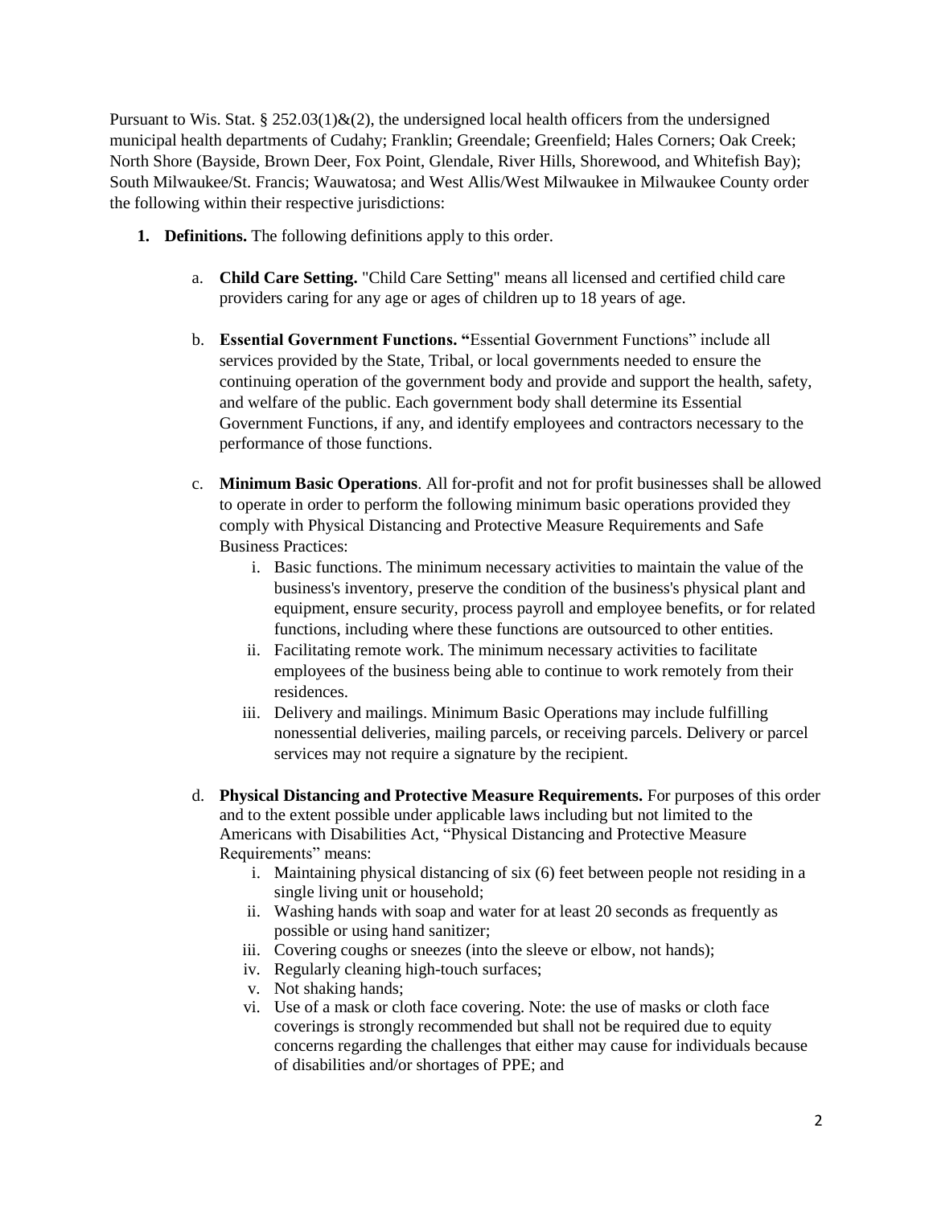Pursuant to Wis. Stat. § 252.03(1)&(2), the undersigned local health officers from the undersigned municipal health departments of Cudahy; Franklin; Greendale; Greenfield; Hales Corners; Oak Creek; North Shore (Bayside, Brown Deer, Fox Point, Glendale, River Hills, Shorewood, and Whitefish Bay); South Milwaukee/St. Francis; Wauwatosa; and West Allis/West Milwaukee in Milwaukee County order the following within their respective jurisdictions:

1. **Definitions.** The following definitions apply to this order.

   a. **Child Care Setting.** "Child Care Setting" means all licensed and certified child care providers caring for any age or ages of children up to 18 years of age.

   b. **Essential Government Functions. "**Essential Government Functions" include all services provided by the State, Tribal, or local governments needed to ensure the continuing operation of the government body and provide and support the health, safety, and welfare of the public. Each government body shall determine its Essential Government Functions, if any, and identify employees and contractors necessary to the performance of those functions.

   c. **Minimum Basic Operations**. All for-profit and not for profit businesses shall be allowed to operate in order to perform the following minimum basic operations provided they comply with Physical Distancing and Protective Measure Requirements and Safe Business Practices:

      i. Basic functions. The minimum necessary activities to maintain the value of the business's inventory, preserve the condition of the business's physical plant and equipment, ensure security, process payroll and employee benefits, or for related functions, including where these functions are outsourced to other entities.

      ii. Facilitating remote work. The minimum necessary activities to facilitate employees of the business being able to continue to work remotely from their residences.

      iii. Delivery and mailings. Minimum Basic Operations may include fulfilling nonessential deliveries, mailing parcels, or receiving parcels. Delivery or parcel services may not require a signature by the recipient.

   d. **Physical Distancing and Protective Measure Requirements.** For purposes of this order and to the extent possible under applicable laws including but not limited to the Americans with Disabilities Act, "Physical Distancing and Protective Measure Requirements" means:

      i. Maintaining physical distancing of six (6) feet between people not residing in a single living unit or household;

      ii. Washing hands with soap and water for at least 20 seconds as frequently as possible or using hand sanitizer;

      iii. Covering coughs or sneezes (into the sleeve or elbow, not hands);

      iv. Regularly cleaning high-touch surfaces;

      v. Not shaking hands;

      vi. Use of a mask or cloth face covering. Note: the use of masks or cloth face coverings is strongly recommended but shall not be required due to equity concerns regarding the challenges that either may cause for individuals because of disabilities and/or shortages of PPE; and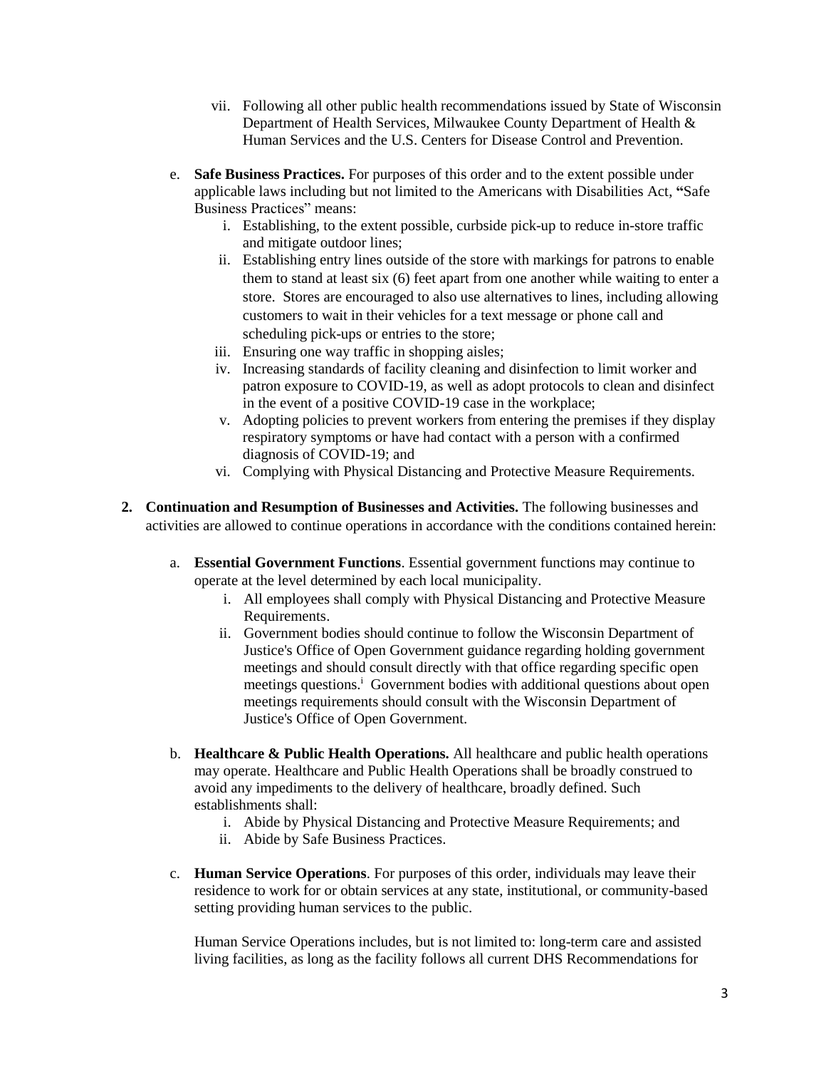vii. Following all other public health recommendations issued by State of Wisconsin Department of Health Services, Milwaukee County Department of Health & Human Services and the U.S. Centers for Disease Control and Prevention.

  e. **Safe Business Practices.** For purposes of this order and to the extent possible under applicable laws including but not limited to the Americans with Disabilities Act, "Safe Business Practices" means:
    i. Establishing, to the extent possible, curbside pick-up to reduce in-store traffic and mitigate outdoor lines;
    ii. Establishing entry lines outside of the store with markings for patrons to enable them to stand at least six (6) feet apart from one another while waiting to enter a store. Stores are encouraged to also use alternatives to lines, including allowing customers to wait in their vehicles for a text message or phone call and scheduling pick-ups or entries to the store;
    iii. Ensuring one way traffic in shopping aisles;
    iv. Increasing standards of facility cleaning and disinfection to limit worker and patron exposure to COVID-19, as well as adopt protocols to clean and disinfect in the event of a positive COVID-19 case in the workplace;
    v. Adopting policies to prevent workers from entering the premises if they display respiratory symptoms or have had contact with a person with a confirmed diagnosis of COVID-19; and
    vi. Complying with Physical Distancing and Protective Measure Requirements.

**2. Continuation and Resumption of Businesses and Activities.** The following businesses and activities are allowed to continue operations in accordance with the conditions contained herein:

  a. **Essential Government Functions**. Essential government functions may continue to operate at the level determined by each local municipality.
    i. All employees shall comply with Physical Distancing and Protective Measure Requirements.
    ii. Government bodies should continue to follow the Wisconsin Department of Justice's Office of Open Government guidance regarding holding government meetings and should consult directly with that office regarding specific open meetings questions.[i] Government bodies with additional questions about open meetings requirements should consult with the Wisconsin Department of Justice's Office of Open Government.

  b. **Healthcare & Public Health Operations.** All healthcare and public health operations may operate. Healthcare and Public Health Operations shall be broadly construed to avoid any impediments to the delivery of healthcare, broadly defined. Such establishments shall:
    i. Abide by Physical Distancing and Protective Measure Requirements; and
    ii. Abide by Safe Business Practices.

  c. **Human Service Operations**. For purposes of this order, individuals may leave their residence to work for or obtain services at any state, institutional, or community-based setting providing human services to the public.

  Human Service Operations includes, but is not limited to: long-term care and assisted living facilities, as long as the facility follows all current DHS Recommendations for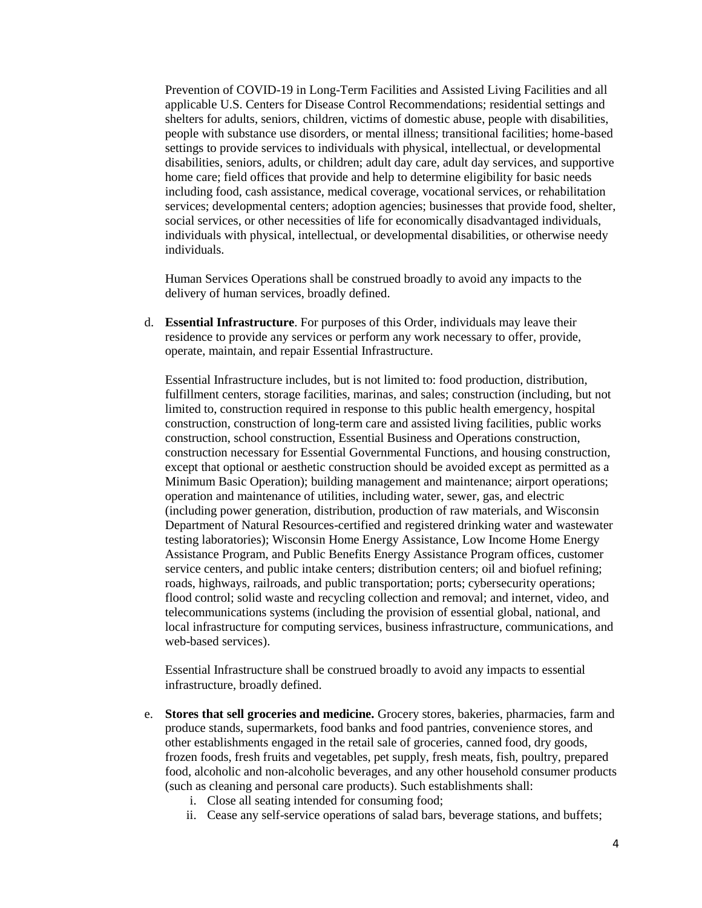Prevention of COVID-19 in Long-Term Facilities and Assisted Living Facilities and all applicable U.S. Centers for Disease Control Recommendations; residential settings and shelters for adults, seniors, children, victims of domestic abuse, people with disabilities, people with substance use disorders, or mental illness; transitional facilities; home-based settings to provide services to individuals with physical, intellectual, or developmental disabilities, seniors, adults, or children; adult day care, adult day services, and supportive home care; field offices that provide and help to determine eligibility for basic needs including food, cash assistance, medical coverage, vocational services, or rehabilitation services; developmental centers; adoption agencies; businesses that provide food, shelter, social services, or other necessities of life for economically disadvantaged individuals, individuals with physical, intellectual, or developmental disabilities, or otherwise needy individuals.

Human Services Operations shall be construed broadly to avoid any impacts to the delivery of human services, broadly defined.

d. **Essential Infrastructure**. For purposes of this Order, individuals may leave their residence to provide any services or perform any work necessary to offer, provide, operate, maintain, and repair Essential Infrastructure.

   Essential Infrastructure includes, but is not limited to: food production, distribution, fulfillment centers, storage facilities, marinas, and sales; construction (including, but not limited to, construction required in response to this public health emergency, hospital construction, construction of long-term care and assisted living facilities, public works construction, school construction, Essential Business and Operations construction, construction necessary for Essential Governmental Functions, and housing construction, except that optional or aesthetic construction should be avoided except as permitted as a Minimum Basic Operation); building management and maintenance; airport operations; operation and maintenance of utilities, including water, sewer, gas, and electric (including power generation, distribution, production of raw materials, and Wisconsin Department of Natural Resources-certified and registered drinking water and wastewater testing laboratories); Wisconsin Home Energy Assistance, Low Income Home Energy Assistance Program, and Public Benefits Energy Assistance Program offices, customer service centers, and public intake centers; distribution centers; oil and biofuel refining; roads, highways, railroads, and public transportation; ports; cybersecurity operations; flood control; solid waste and recycling collection and removal; and internet, video, and telecommunications systems (including the provision of essential global, national, and local infrastructure for computing services, business infrastructure, communications, and web-based services).

   Essential Infrastructure shall be construed broadly to avoid any impacts to essential infrastructure, broadly defined.

e. **Stores that sell groceries and medicine.** Grocery stores, bakeries, pharmacies, farm and produce stands, supermarkets, food banks and food pantries, convenience stores, and other establishments engaged in the retail sale of groceries, canned food, dry goods, frozen foods, fresh fruits and vegetables, pet supply, fresh meats, fish, poultry, prepared food, alcoholic and non-alcoholic beverages, and any other household consumer products (such as cleaning and personal care products). Such establishments shall:

   i. Close all seating intended for consuming food;
   ii. Cease any self-service operations of salad bars, beverage stations, and buffets;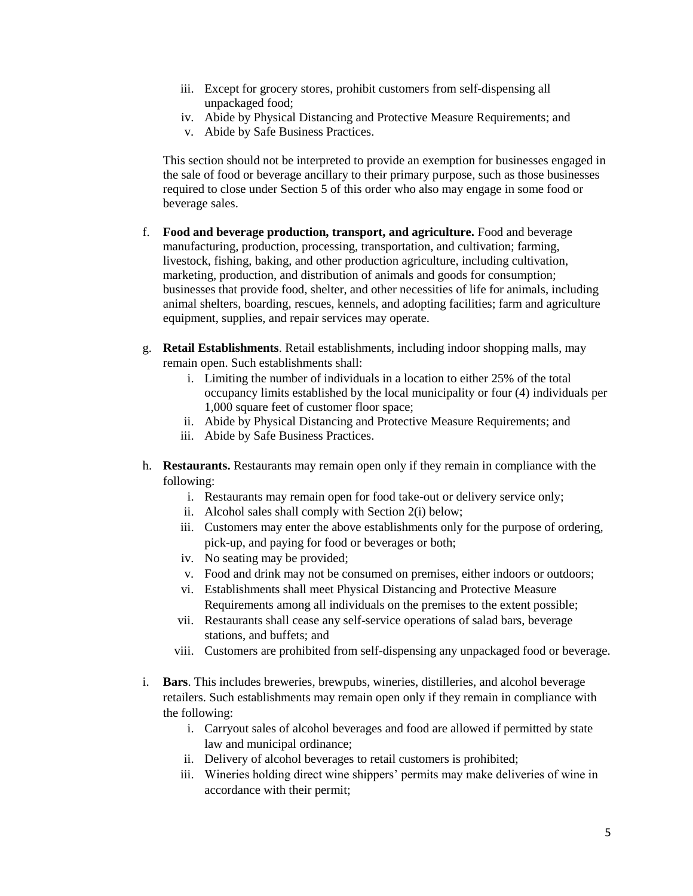iii. Except for grocery stores, prohibit customers from self-dispensing all unpackaged food;
   iv. Abide by Physical Distancing and Protective Measure Requirements; and
   v. Abide by Safe Business Practices.

   This section should not be interpreted to provide an exemption for businesses engaged in the sale of food or beverage ancillary to their primary purpose, such as those businesses required to close under Section 5 of this order who also may engage in some food or beverage sales.

f. **Food and beverage production, transport, and agriculture.** Food and beverage manufacturing, production, processing, transportation, and cultivation; farming, livestock, fishing, baking, and other production agriculture, including cultivation, marketing, production, and distribution of animals and goods for consumption; businesses that provide food, shelter, and other necessities of life for animals, including animal shelters, boarding, rescues, kennels, and adopting facilities; farm and agriculture equipment, supplies, and repair services may operate.

g. **Retail Establishments**. Retail establishments, including indoor shopping malls, may remain open. Such establishments shall:
   i. Limiting the number of individuals in a location to either 25% of the total occupancy limits established by the local municipality or four (4) individuals per 1,000 square feet of customer floor space;
   ii. Abide by Physical Distancing and Protective Measure Requirements; and
   iii. Abide by Safe Business Practices.

h. **Restaurants.** Restaurants may remain open only if they remain in compliance with the following:
   i. Restaurants may remain open for food take-out or delivery service only;
   ii. Alcohol sales shall comply with Section 2(i) below;
   iii. Customers may enter the above establishments only for the purpose of ordering, pick-up, and paying for food or beverages or both;
   iv. No seating may be provided;
   v. Food and drink may not be consumed on premises, either indoors or outdoors;
   vi. Establishments shall meet Physical Distancing and Protective Measure Requirements among all individuals on the premises to the extent possible;
   vii. Restaurants shall cease any self-service operations of salad bars, beverage stations, and buffets; and
   viii. Customers are prohibited from self-dispensing any unpackaged food or beverage.

i. **Bars**. This includes breweries, brewpubs, wineries, distilleries, and alcohol beverage retailers. Such establishments may remain open only if they remain in compliance with the following:
   i. Carryout sales of alcohol beverages and food are allowed if permitted by state law and municipal ordinance;
   ii. Delivery of alcohol beverages to retail customers is prohibited;
   iii. Wineries holding direct wine shippers' permits may make deliveries of wine in accordance with their permit;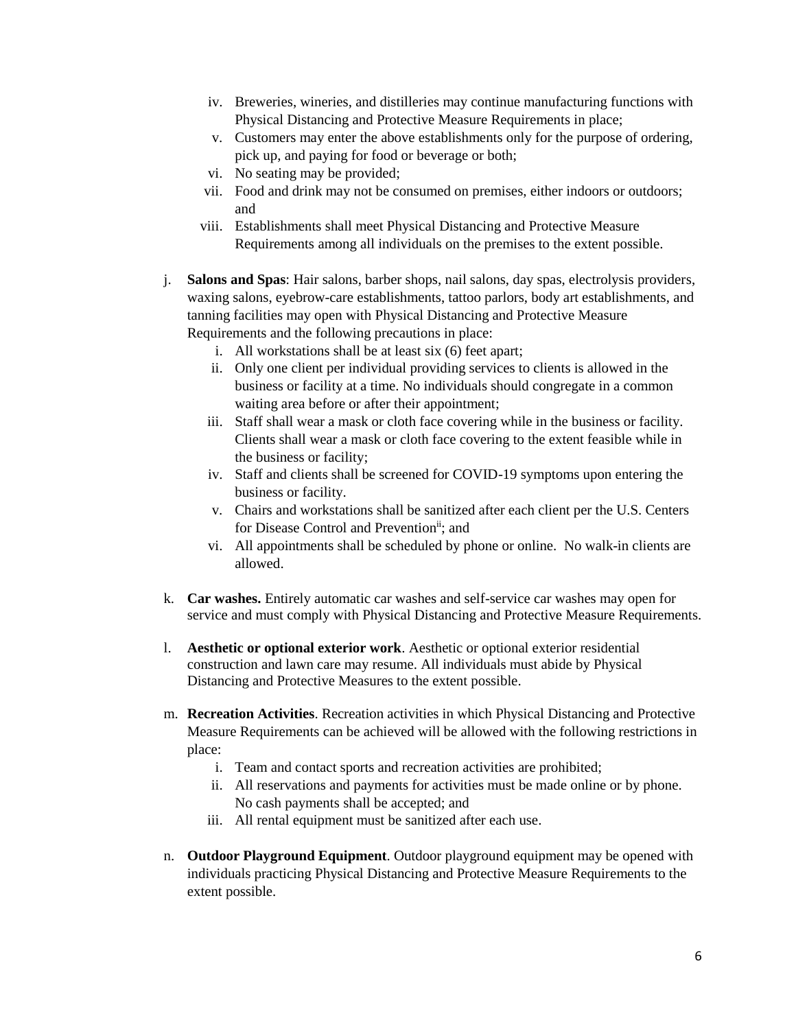- iv. Breweries, wineries, and distilleries may continue manufacturing functions with Physical Distancing and Protective Measure Requirements in place;
- v. Customers may enter the above establishments only for the purpose of ordering, pick up, and paying for food or beverage or both;
- vi. No seating may be provided;
- vii. Food and drink may not be consumed on premises, either indoors or outdoors; and
- viii. Establishments shall meet Physical Distancing and Protective Measure Requirements among all individuals on the premises to the extent possible.

j. **Salons and Spas**: Hair salons, barber shops, nail salons, day spas, electrolysis providers, waxing salons, eyebrow-care establishments, tattoo parlors, body art establishments, and tanning facilities may open with Physical Distancing and Protective Measure Requirements and the following precautions in place:

- i. All workstations shall be at least six (6) feet apart;
- ii. Only one client per individual providing services to clients is allowed in the business or facility at a time. No individuals should congregate in a common waiting area before or after their appointment;
- iii. Staff shall wear a mask or cloth face covering while in the business or facility. Clients shall wear a mask or cloth face covering to the extent feasible while in the business or facility;
- iv. Staff and clients shall be screened for COVID-19 symptoms upon entering the business or facility.
- v. Chairs and workstations shall be sanitized after each client per the U.S. Centers for Disease Control and Prevention[ii]; and
- vi. All appointments shall be scheduled by phone or online. No walk-in clients are allowed.

k. **Car washes.** Entirely automatic car washes and self-service car washes may open for service and must comply with Physical Distancing and Protective Measure Requirements.

l. **Aesthetic or optional exterior work**. Aesthetic or optional exterior residential construction and lawn care may resume. All individuals must abide by Physical Distancing and Protective Measures to the extent possible.

m. **Recreation Activities**. Recreation activities in which Physical Distancing and Protective Measure Requirements can be achieved will be allowed with the following restrictions in place:

- i. Team and contact sports and recreation activities are prohibited;
- ii. All reservations and payments for activities must be made online or by phone. No cash payments shall be accepted; and
- iii. All rental equipment must be sanitized after each use.

n. **Outdoor Playground Equipment**. Outdoor playground equipment may be opened with individuals practicing Physical Distancing and Protective Measure Requirements to the extent possible.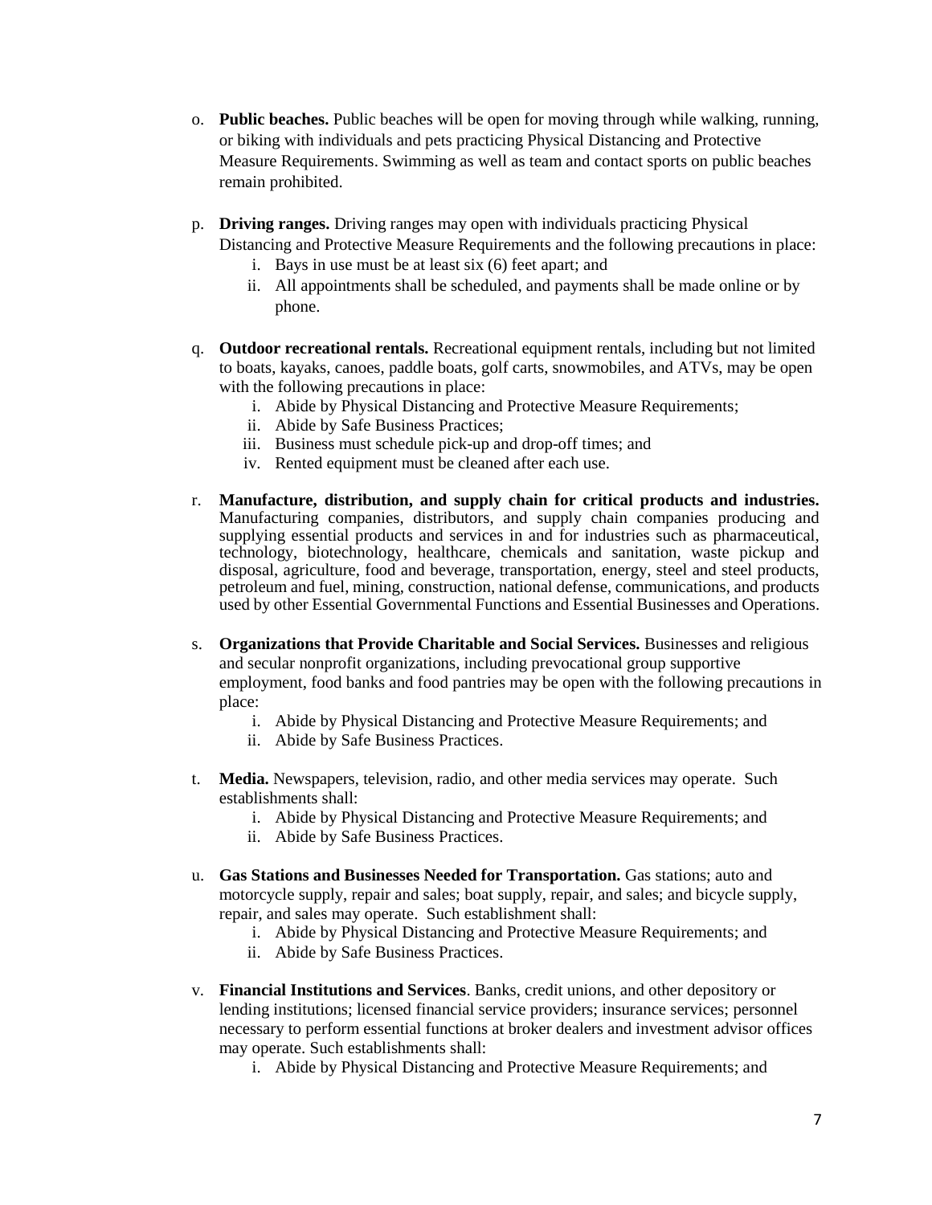o. **Public beaches.** Public beaches will be open for moving through while walking, running, or biking with individuals and pets practicing Physical Distancing and Protective Measure Requirements. Swimming as well as team and contact sports on public beaches remain prohibited.

p. **Driving ranges.** Driving ranges may open with individuals practicing Physical Distancing and Protective Measure Requirements and the following precautions in place:
   i. Bays in use must be at least six (6) feet apart; and
   ii. All appointments shall be scheduled, and payments shall be made online or by phone.

q. **Outdoor recreational rentals.** Recreational equipment rentals, including but not limited to boats, kayaks, canoes, paddle boats, golf carts, snowmobiles, and ATVs, may be open with the following precautions in place:
   i. Abide by Physical Distancing and Protective Measure Requirements;
   ii. Abide by Safe Business Practices;
   iii. Business must schedule pick-up and drop-off times; and
   iv. Rented equipment must be cleaned after each use.

r. **Manufacture, distribution, and supply chain for critical products and industries.** Manufacturing companies, distributors, and supply chain companies producing and supplying essential products and services in and for industries such as pharmaceutical, technology, biotechnology, healthcare, chemicals and sanitation, waste pickup and disposal, agriculture, food and beverage, transportation, energy, steel and steel products, petroleum and fuel, mining, construction, national defense, communications, and products used by other Essential Governmental Functions and Essential Businesses and Operations.

s. **Organizations that Provide Charitable and Social Services.** Businesses and religious and secular nonprofit organizations, including prevocational group supportive employment, food banks and food pantries may be open with the following precautions in place:
   i. Abide by Physical Distancing and Protective Measure Requirements; and
   ii. Abide by Safe Business Practices.

t. **Media.** Newspapers, television, radio, and other media services may operate. Such establishments shall:
   i. Abide by Physical Distancing and Protective Measure Requirements; and
   ii. Abide by Safe Business Practices.

u. **Gas Stations and Businesses Needed for Transportation.** Gas stations; auto and motorcycle supply, repair and sales; boat supply, repair, and sales; and bicycle supply, repair, and sales may operate. Such establishment shall:
   i. Abide by Physical Distancing and Protective Measure Requirements; and
   ii. Abide by Safe Business Practices.

v. **Financial Institutions and Services**. Banks, credit unions, and other depository or lending institutions; licensed financial service providers; insurance services; personnel necessary to perform essential functions at broker dealers and investment advisor offices may operate. Such establishments shall:
   i. Abide by Physical Distancing and Protective Measure Requirements; and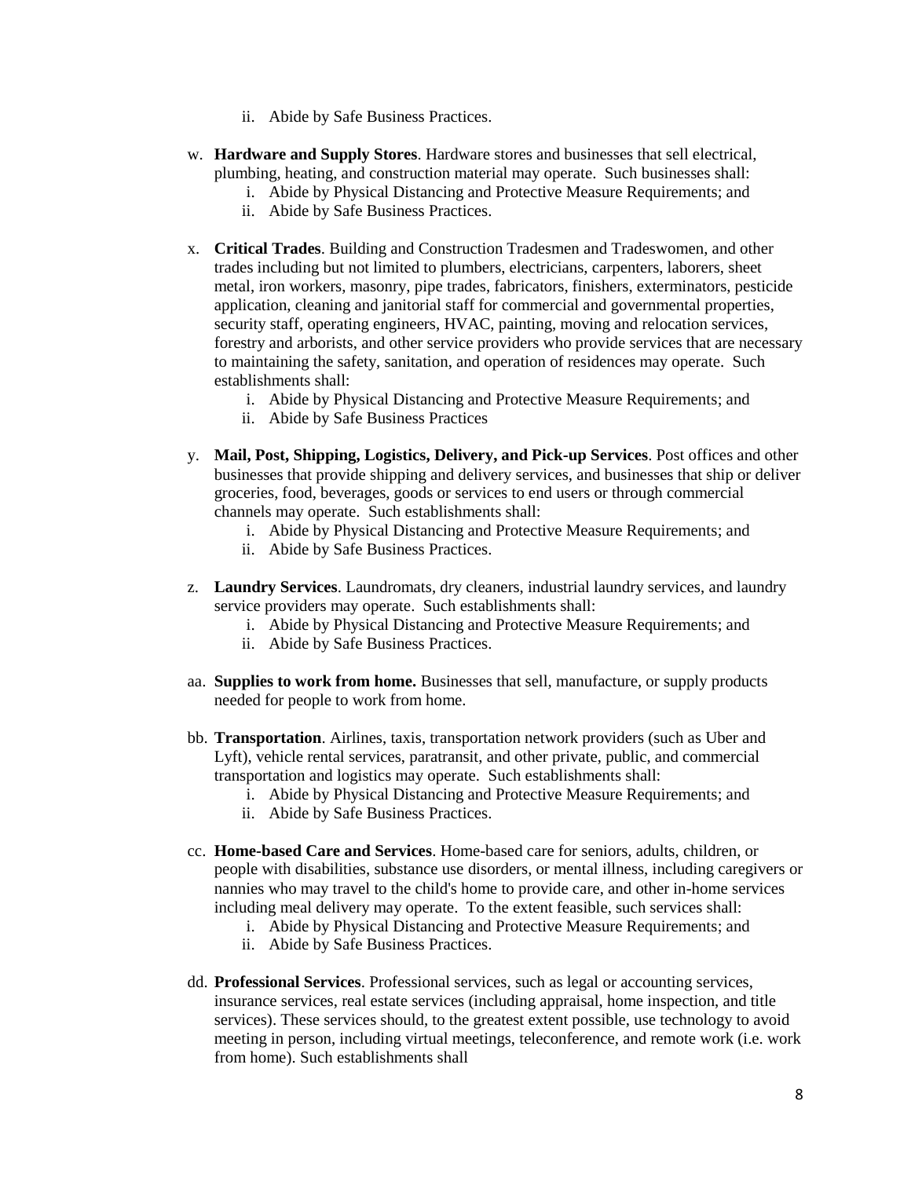ii. Abide by Safe Business Practices.

w. **Hardware and Supply Stores**. Hardware stores and businesses that sell electrical, plumbing, heating, and construction material may operate. Such businesses shall:
   i. Abide by Physical Distancing and Protective Measure Requirements; and
   ii. Abide by Safe Business Practices.

x. **Critical Trades**. Building and Construction Tradesmen and Tradeswomen, and other trades including but not limited to plumbers, electricians, carpenters, laborers, sheet metal, iron workers, masonry, pipe trades, fabricators, finishers, exterminators, pesticide application, cleaning and janitorial staff for commercial and governmental properties, security staff, operating engineers, HVAC, painting, moving and relocation services, forestry and arborists, and other service providers who provide services that are necessary to maintaining the safety, sanitation, and operation of residences may operate. Such establishments shall:
   i. Abide by Physical Distancing and Protective Measure Requirements; and
   ii. Abide by Safe Business Practices

y. **Mail, Post, Shipping, Logistics, Delivery, and Pick-up Services**. Post offices and other businesses that provide shipping and delivery services, and businesses that ship or deliver groceries, food, beverages, goods or services to end users or through commercial channels may operate. Such establishments shall:
   i. Abide by Physical Distancing and Protective Measure Requirements; and
   ii. Abide by Safe Business Practices.

z. **Laundry Services**. Laundromats, dry cleaners, industrial laundry services, and laundry service providers may operate. Such establishments shall:
   i. Abide by Physical Distancing and Protective Measure Requirements; and
   ii. Abide by Safe Business Practices.

aa. **Supplies to work from home.** Businesses that sell, manufacture, or supply products needed for people to work from home.

bb. **Transportation**. Airlines, taxis, transportation network providers (such as Uber and Lyft), vehicle rental services, paratransit, and other private, public, and commercial transportation and logistics may operate. Such establishments shall:
   i. Abide by Physical Distancing and Protective Measure Requirements; and
   ii. Abide by Safe Business Practices.

cc. **Home-based Care and Services**. Home-based care for seniors, adults, children, or people with disabilities, substance use disorders, or mental illness, including caregivers or nannies who may travel to the child's home to provide care, and other in-home services including meal delivery may operate. To the extent feasible, such services shall:
   i. Abide by Physical Distancing and Protective Measure Requirements; and
   ii. Abide by Safe Business Practices.

dd. **Professional Services**. Professional services, such as legal or accounting services, insurance services, real estate services (including appraisal, home inspection, and title services). These services should, to the greatest extent possible, use technology to avoid meeting in person, including virtual meetings, teleconference, and remote work (i.e. work from home). Such establishments shall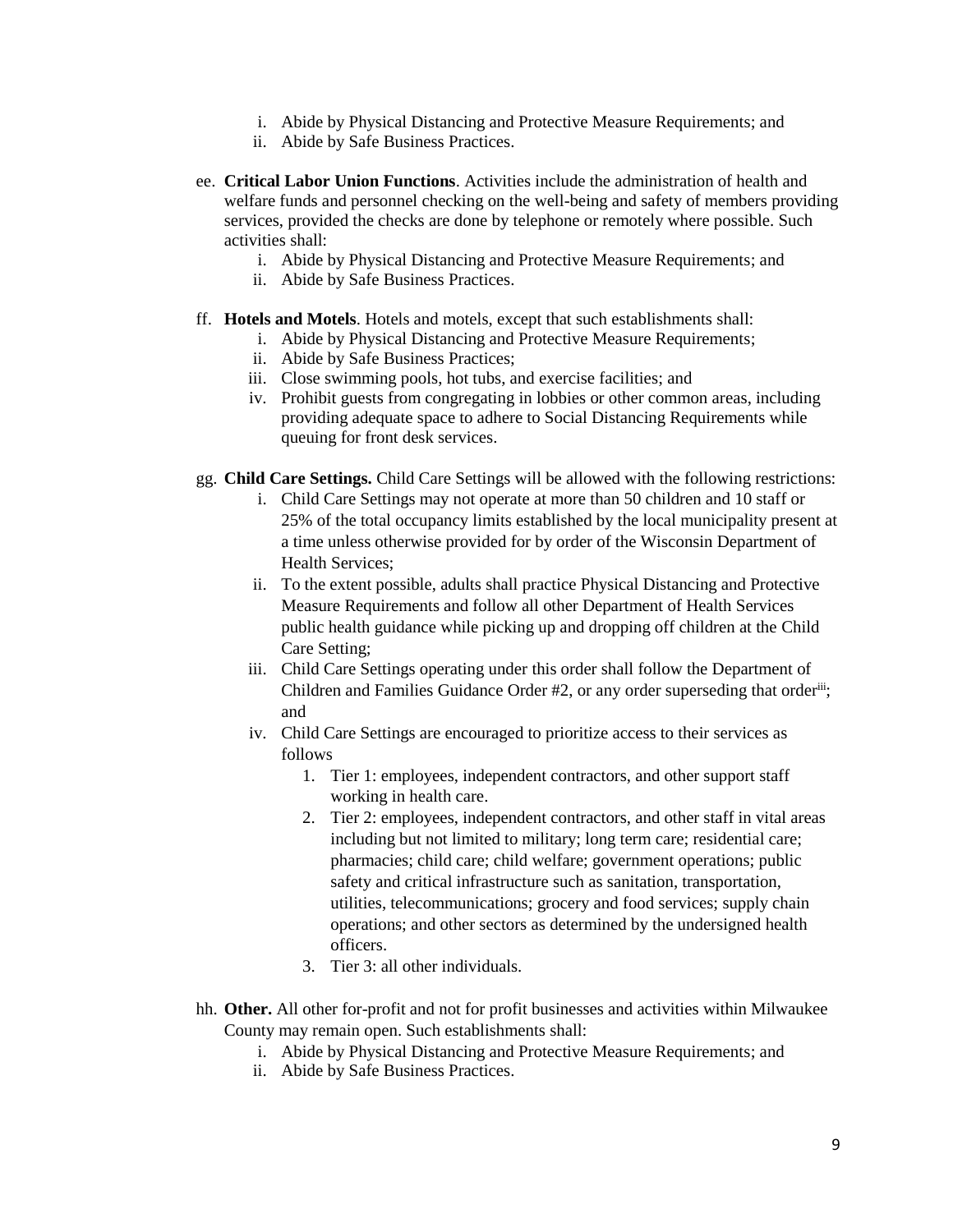i. Abide by Physical Distancing and Protective Measure Requirements; and
   ii. Abide by Safe Business Practices.

ee. **Critical Labor Union Functions**. Activities include the administration of health and welfare funds and personnel checking on the well-being and safety of members providing services, provided the checks are done by telephone or remotely where possible. Such activities shall:
   i. Abide by Physical Distancing and Protective Measure Requirements; and
   ii. Abide by Safe Business Practices.

ff. **Hotels and Motels**. Hotels and motels, except that such establishments shall:
   i. Abide by Physical Distancing and Protective Measure Requirements;
   ii. Abide by Safe Business Practices;
   iii. Close swimming pools, hot tubs, and exercise facilities; and
   iv. Prohibit guests from congregating in lobbies or other common areas, including providing adequate space to adhere to Social Distancing Requirements while queuing for front desk services.

gg. **Child Care Settings.** Child Care Settings will be allowed with the following restrictions:
   i. Child Care Settings may not operate at more than 50 children and 10 staff or 25% of the total occupancy limits established by the local municipality present at a time unless otherwise provided for by order of the Wisconsin Department of Health Services;
   ii. To the extent possible, adults shall practice Physical Distancing and Protective Measure Requirements and follow all other Department of Health Services public health guidance while picking up and dropping off children at the Child Care Setting;
   iii. Child Care Settings operating under this order shall follow the Department of Children and Families Guidance Order #2, or any order superseding that order[iii]; and
   iv. Child Care Settings are encouraged to prioritize access to their services as follows
      1. Tier 1: employees, independent contractors, and other support staff working in health care.
      2. Tier 2: employees, independent contractors, and other staff in vital areas including but not limited to military; long term care; residential care; pharmacies; child care; child welfare; government operations; public safety and critical infrastructure such as sanitation, transportation, utilities, telecommunications; grocery and food services; supply chain operations; and other sectors as determined by the undersigned health officers.
      3. Tier 3: all other individuals.

hh. **Other.** All other for-profit and not for profit businesses and activities within Milwaukee County may remain open. Such establishments shall:
   i. Abide by Physical Distancing and Protective Measure Requirements; and
   ii. Abide by Safe Business Practices.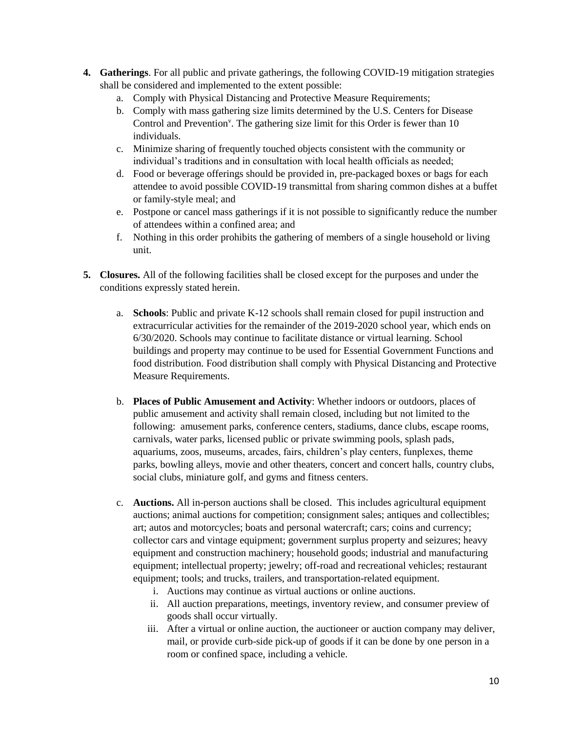4. **Gatherings**. For all public and private gatherings, the following COVID-19 mitigation strategies shall be considered and implemented to the extent possible:
   a. Comply with Physical Distancing and Protective Measure Requirements;
   b. Comply with mass gathering size limits determined by the U.S. Centers for Disease Control and Prevention[v]. The gathering size limit for this Order is fewer than 10 individuals.
   c. Minimize sharing of frequently touched objects consistent with the community or individual's traditions and in consultation with local health officials as needed;
   d. Food or beverage offerings should be provided in, pre-packaged boxes or bags for each attendee to avoid possible COVID-19 transmittal from sharing common dishes at a buffet or family-style meal; and
   e. Postpone or cancel mass gatherings if it is not possible to significantly reduce the number of attendees within a confined area; and
   f. Nothing in this order prohibits the gathering of members of a single household or living unit.

5. **Closures.** All of the following facilities shall be closed except for the purposes and under the conditions expressly stated herein.

   a. **Schools**: Public and private K-12 schools shall remain closed for pupil instruction and extracurricular activities for the remainder of the 2019-2020 school year, which ends on 6/30/2020. Schools may continue to facilitate distance or virtual learning. School buildings and property may continue to be used for Essential Government Functions and food distribution. Food distribution shall comply with Physical Distancing and Protective Measure Requirements.

   b. **Places of Public Amusement and Activity**: Whether indoors or outdoors, places of public amusement and activity shall remain closed, including but not limited to the following: amusement parks, conference centers, stadiums, dance clubs, escape rooms, carnivals, water parks, licensed public or private swimming pools, splash pads, aquariums, zoos, museums, arcades, fairs, children's play centers, funplexes, theme parks, bowling alleys, movie and other theaters, concert and concert halls, country clubs, social clubs, miniature golf, and gyms and fitness centers.

   c. **Auctions.** All in-person auctions shall be closed. This includes agricultural equipment auctions; animal auctions for competition; consignment sales; antiques and collectibles; art; autos and motorcycles; boats and personal watercraft; cars; coins and currency; collector cars and vintage equipment; government surplus property and seizures; heavy equipment and construction machinery; household goods; industrial and manufacturing equipment; intellectual property; jewelry; off-road and recreational vehicles; restaurant equipment; tools; and trucks, trailers, and transportation-related equipment.
      i. Auctions may continue as virtual auctions or online auctions.
      ii. All auction preparations, meetings, inventory review, and consumer preview of goods shall occur virtually.
      iii. After a virtual or online auction, the auctioneer or auction company may deliver, mail, or provide curb-side pick-up of goods if it can be done by one person in a room or confined space, including a vehicle.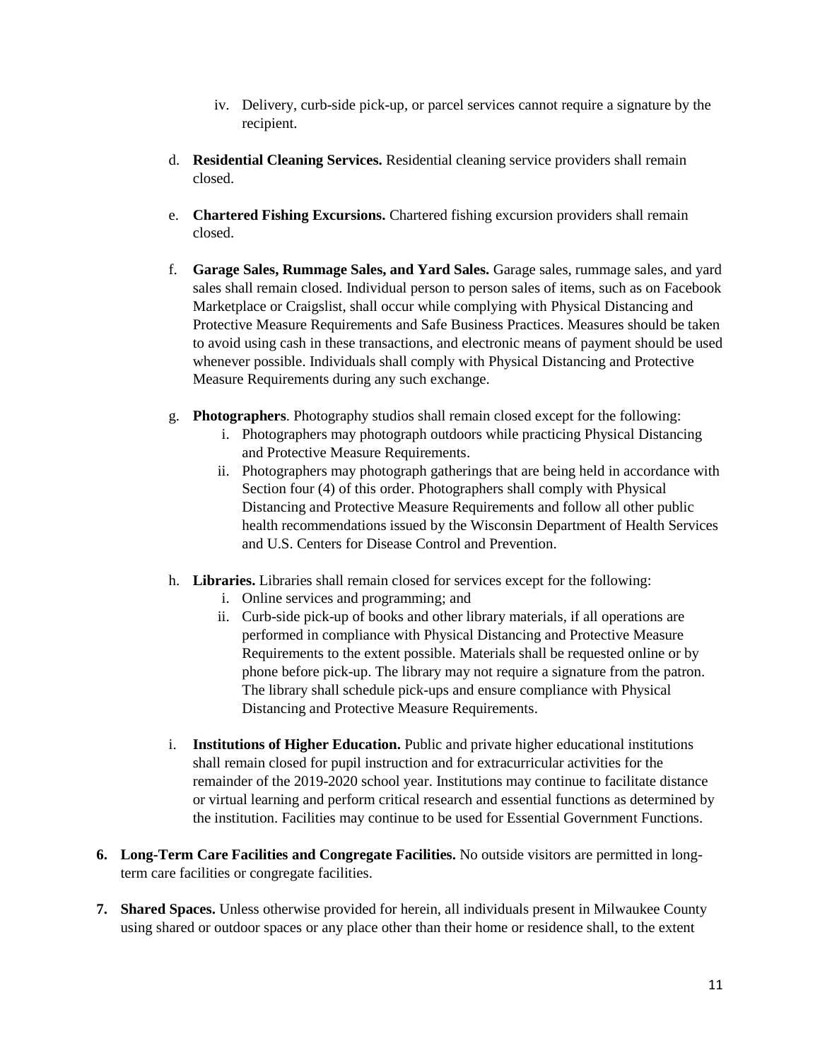iv. Delivery, curb-side pick-up, or parcel services cannot require a signature by the recipient.

d. **Residential Cleaning Services.** Residential cleaning service providers shall remain closed.

e. **Chartered Fishing Excursions.** Chartered fishing excursion providers shall remain closed.

f. **Garage Sales, Rummage Sales, and Yard Sales.** Garage sales, rummage sales, and yard sales shall remain closed. Individual person to person sales of items, such as on Facebook Marketplace or Craigslist, shall occur while complying with Physical Distancing and Protective Measure Requirements and Safe Business Practices. Measures should be taken to avoid using cash in these transactions, and electronic means of payment should be used whenever possible. Individuals shall comply with Physical Distancing and Protective Measure Requirements during any such exchange.

g. **Photographers**. Photography studios shall remain closed except for the following:
   i. Photographers may photograph outdoors while practicing Physical Distancing and Protective Measure Requirements.
   ii. Photographers may photograph gatherings that are being held in accordance with Section four (4) of this order. Photographers shall comply with Physical Distancing and Protective Measure Requirements and follow all other public health recommendations issued by the Wisconsin Department of Health Services and U.S. Centers for Disease Control and Prevention.

h. **Libraries.** Libraries shall remain closed for services except for the following:
   i. Online services and programming; and
   ii. Curb-side pick-up of books and other library materials, if all operations are performed in compliance with Physical Distancing and Protective Measure Requirements to the extent possible. Materials shall be requested online or by phone before pick-up. The library may not require a signature from the patron. The library shall schedule pick-ups and ensure compliance with Physical Distancing and Protective Measure Requirements.

i. **Institutions of Higher Education.** Public and private higher educational institutions shall remain closed for pupil instruction and for extracurricular activities for the remainder of the 2019-2020 school year. Institutions may continue to facilitate distance or virtual learning and perform critical research and essential functions as determined by the institution. Facilities may continue to be used for Essential Government Functions.

6. **Long-Term Care Facilities and Congregate Facilities.** No outside visitors are permitted in long-term care facilities or congregate facilities.

7. **Shared Spaces.** Unless otherwise provided for herein, all individuals present in Milwaukee County using shared or outdoor spaces or any place other than their home or residence shall, to the extent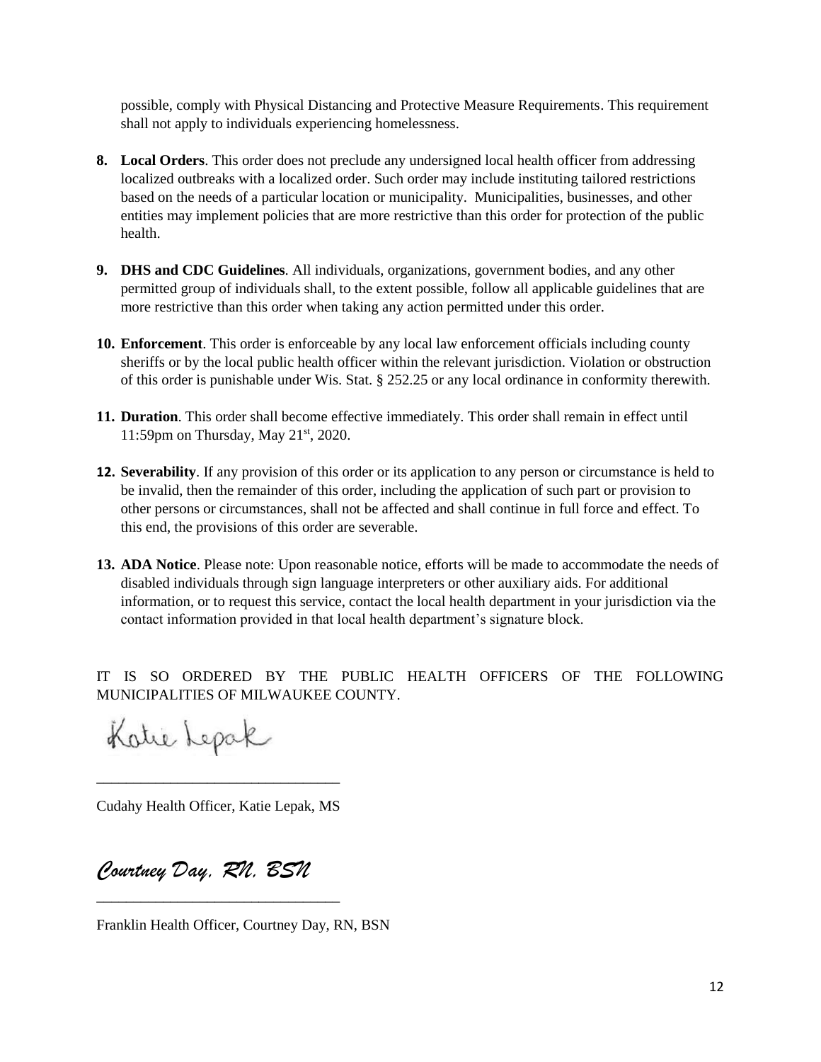possible, comply with Physical Distancing and Protective Measure Requirements. This requirement shall not apply to individuals experiencing homelessness.

8. **Local Orders**. This order does not preclude any undersigned local health officer from addressing localized outbreaks with a localized order. Such order may include instituting tailored restrictions based on the needs of a particular location or municipality. Municipalities, businesses, and other entities may implement policies that are more restrictive than this order for protection of the public health.

9. **DHS and CDC Guidelines**. All individuals, organizations, government bodies, and any other permitted group of individuals shall, to the extent possible, follow all applicable guidelines that are more restrictive than this order when taking any action permitted under this order.

10. **Enforcement**. This order is enforceable by any local law enforcement officials including county sheriffs or by the local public health officer within the relevant jurisdiction. Violation or obstruction of this order is punishable under Wis. Stat. § 252.25 or any local ordinance in conformity therewith.

11. **Duration**. This order shall become effective immediately. This order shall remain in effect until 11:59pm on Thursday, May 21st, 2020.

12. **Severability**. If any provision of this order or its application to any person or circumstance is held to be invalid, then the remainder of this order, including the application of such part or provision to other persons or circumstances, shall not be affected and shall continue in full force and effect. To this end, the provisions of this order are severable.

13. **ADA Notice**. Please note: Upon reasonable notice, efforts will be made to accommodate the needs of disabled individuals through sign language interpreters or other auxiliary aids. For additional information, or to request this service, contact the local health department in your jurisdiction via the contact information provided in that local health department's signature block.

IT IS SO ORDERED BY THE PUBLIC HEALTH OFFICERS OF THE FOLLOWING MUNICIPALITIES OF MILWAUKEE COUNTY.

Katie Lepak

________________________________

Cudahy Health Officer, Katie Lepak, MS

*Courtney Day, RN, BSN*

________________________________

Franklin Health Officer, Courtney Day, RN, BSN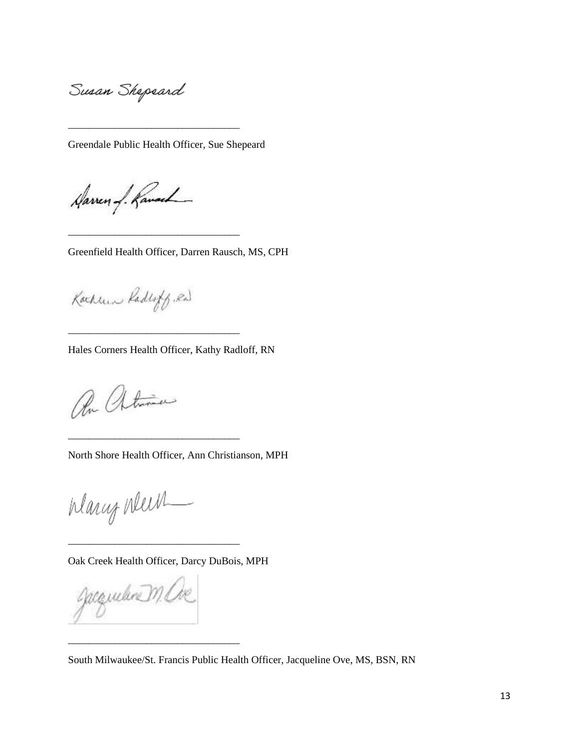Susan Shepeard

\_\_\_\_\_\_\_\_\_\_\_\_\_\_\_\_\_\_\_\_\_\_\_\_\_\_\_\_\_\_\_\_

Greendale Public Health Officer, Sue Shepeard

\_\_\_\_\_\_\_\_\_\_\_\_\_\_\_\_\_\_\_\_\_\_\_\_\_\_\_\_\_\_\_\_

Greenfield Health Officer, Darren Rausch, MS, CPH

\_\_\_\_\_\_\_\_\_\_\_\_\_\_\_\_\_\_\_\_\_\_\_\_\_\_\_\_\_\_\_\_

Hales Corners Health Officer, Kathy Radloff, RN

\_\_\_\_\_\_\_\_\_\_\_\_\_\_\_\_\_\_\_\_\_\_\_\_\_\_\_\_\_\_\_\_

North Shore Health Officer, Ann Christianson, MPH

\_\_\_\_\_\_\_\_\_\_\_\_\_\_\_\_\_\_\_\_\_\_\_\_\_\_\_\_\_\_\_\_

Oak Creek Health Officer, Darcy DuBois, MPH

\_\_\_\_\_\_\_\_\_\_\_\_\_\_\_\_\_\_\_\_\_\_\_\_\_\_\_\_\_\_\_\_

South Milwaukee/St. Francis Public Health Officer, Jacqueline Ove, MS, BSN, RN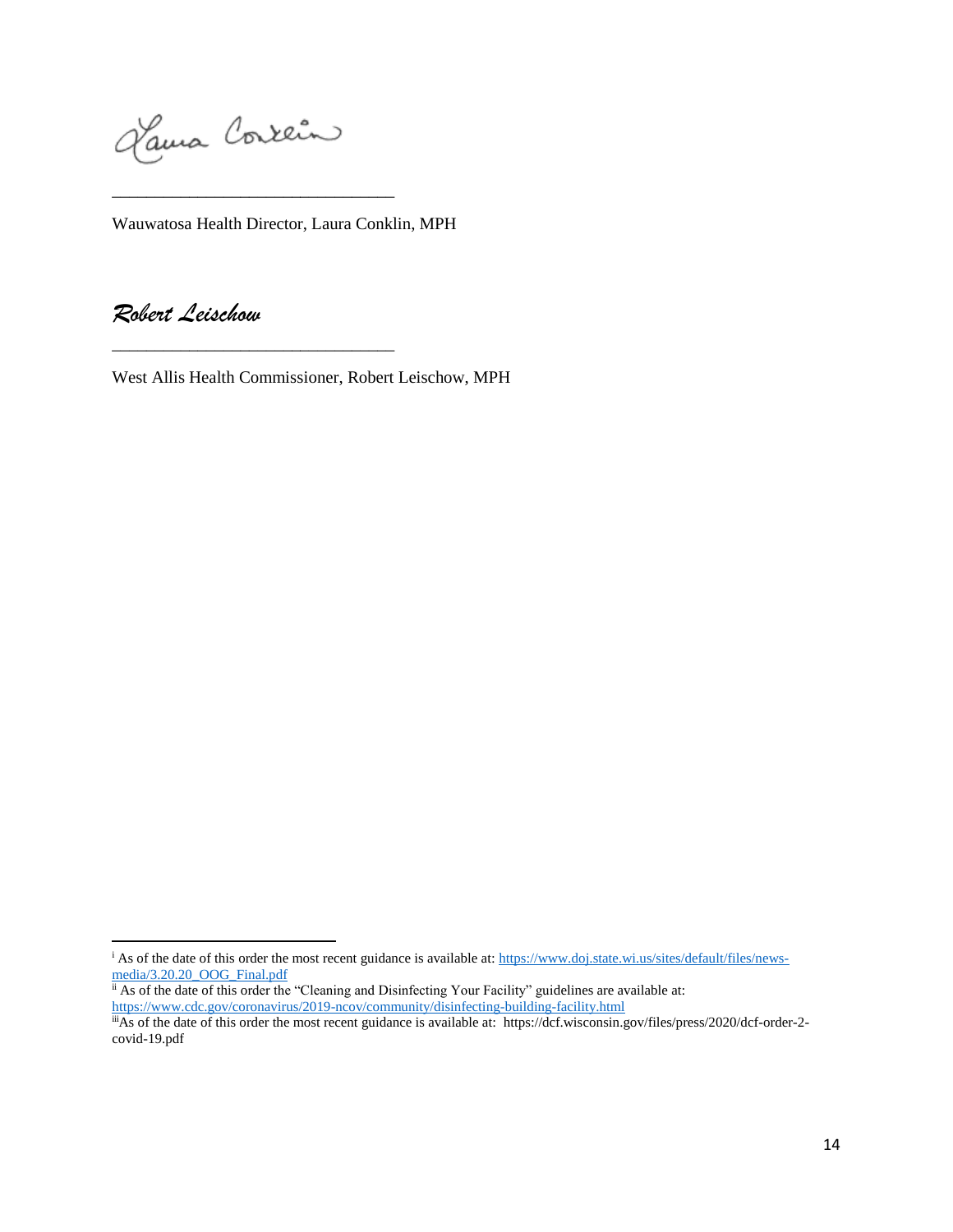Laura Conklin

\_\_\_\_\_\_\_\_\_\_\_\_\_\_\_\_\_\_\_\_\_\_\_\_\_\_\_\_\_\_\_\_\_\_

Wauwatosa Health Director, Laura Conklin, MPH

*Robert Leischow*

\_\_\_\_\_\_\_\_\_\_\_\_\_\_\_\_\_\_\_\_\_\_\_\_\_\_\_\_\_\_\_\_\_\_

West Allis Health Commissioner, Robert Leischow, MPH

---

[i] As of the date of this order the most recent guidance is available at: https://www.doj.state.wi.us/sites/default/files/news-media/3.20.20_OOG_Final.pdf

[ii] As of the date of this order the "Cleaning and Disinfecting Your Facility" guidelines are available at: https://www.cdc.gov/coronavirus/2019-ncov/community/disinfecting-building-facility.html

[iii] As of the date of this order the most recent guidance is available at: https://dcf.wisconsin.gov/files/press/2020/dcf-order-2-covid-19.pdf